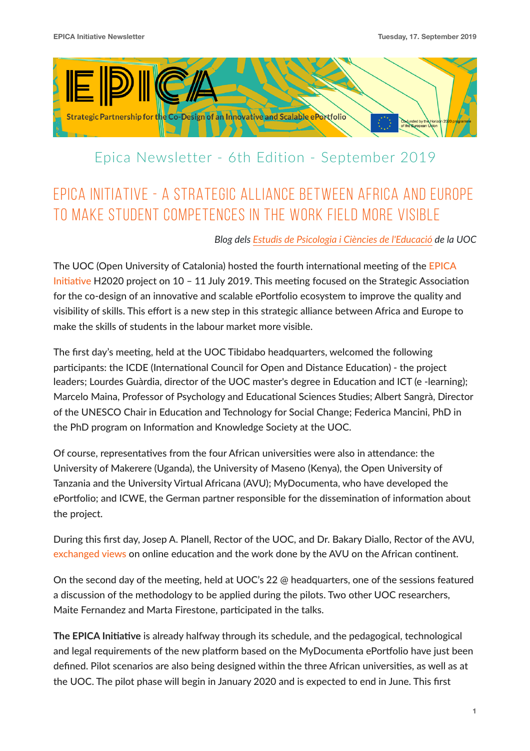EPICA

Strategic Partnership for the Co-Design of an Innovative and Scalable ePortfolio

Co-funded by the Horizon 2020 programme of the European Union

## Epica Newsletter - 6th Edition - September 2019

# EPICA INITIATIVE - A STRATEGIC ALLIANCE BETWEEN AFRICA AND EUROPE TO MAKE STUDENT COMPETENCES IN THE WORK FIELD MORE VISIBLE

*Blog dels Estudis de Psicologia i Ciències de l'Educació de la UOC*

The UOC (Open University of Catalonia) hosted the fourth international meeting of the EPICA Initiative H2020 project on 10 – 11 July 2019. This meeting focused on the Strategic Association for the co-design of an innovative and scalable ePortfolio ecosystem to improve the quality and visibility of skills. This effort is a new step in this strategic alliance between Africa and Europe to make the skills of students in the labour market more visible.

The first day's meeting, held at the UOC Tibidabo headquarters, welcomed the following participants: the ICDE (International Council for Open and Distance Education) - the project leaders; Lourdes Guàrdia, director of the UOC master's degree in Education and ICT (e -learning); Marcelo Maina, Professor of Psychology and Educational Sciences Studies; Albert Sangrà, Director of the UNESCO Chair in Education and Technology for Social Change; Federica Mancini, PhD in the PhD program on Information and Knowledge Society at the UOC.

Of course, representatives from the four African universities were also in attendance: the University of Makerere (Uganda), the University of Maseno (Kenya), the Open University of Tanzania and the University Virtual Africana (AVU); MyDocumenta, who have developed the ePortfolio; and ICWE, the German partner responsible for the dissemination of information about the project.

During this first day, Josep A. Planell, Rector of the UOC, and Dr. Bakary Diallo, Rector of the AVU, exchanged views on online education and the work done by the AVU on the African continent.

On the second day of the meeting, held at UOC's 22 @ headquarters, one of the sessions featured a discussion of the methodology to be applied during the pilots. Two other UOC researchers, Maite Fernandez and Marta Firestone, participated in the talks.

**The EPICA Initiative** is already halfway through its schedule, and the pedagogical, technological and legal requirements of the new platform based on the MyDocumenta ePortfolio have just been defined. Pilot scenarios are also being designed within the three African universities, as well as at the UOC. The pilot phase will begin in January 2020 and is expected to end in June. This first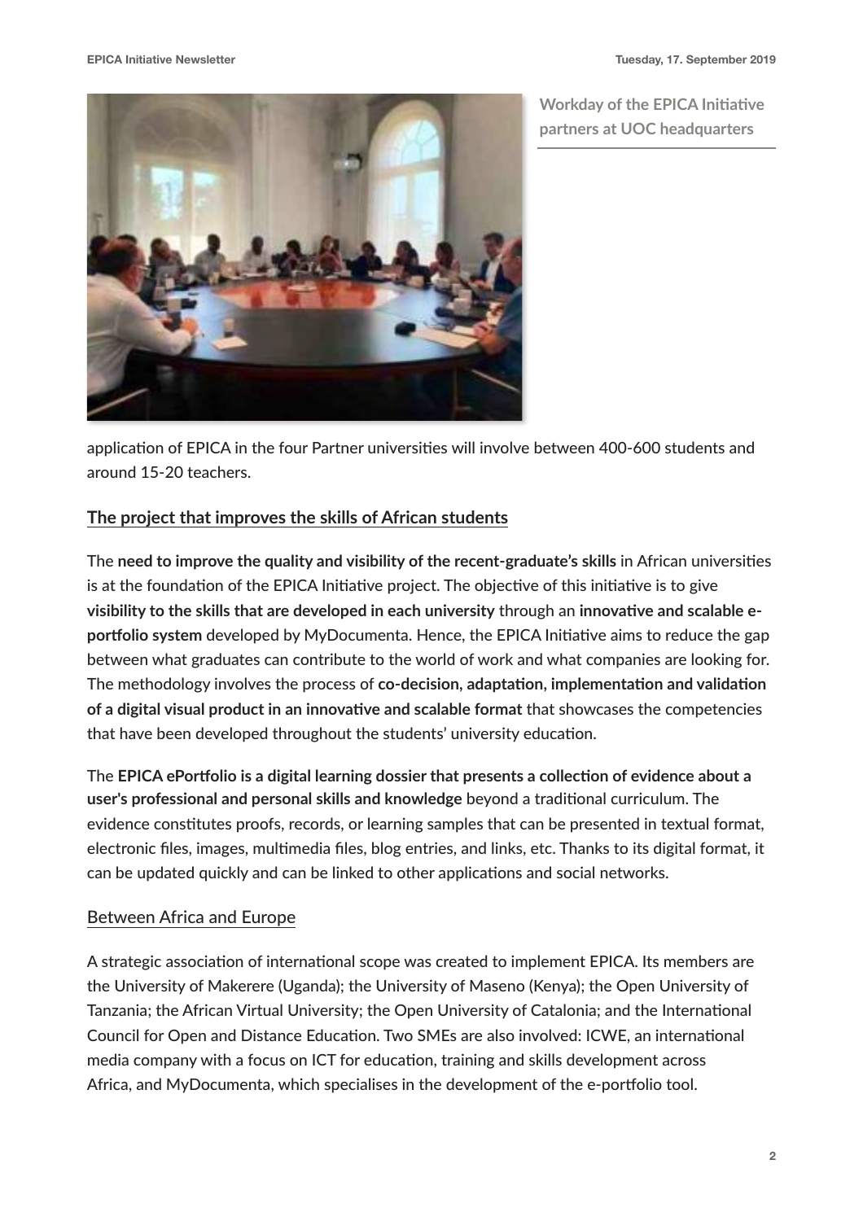**Workday of the EPICA Initiative partners at UOC headquarters**

application of EPICA in the four Partner universities will involve between 400-600 students and around 15-20 teachers.

## The project that improves the skills of African students

The **need to improve the quality and visibility of the recent-graduate's skills** in African universities is at the foundation of the EPICA Initiative project. The objective of this initiative is to give **visibility to the skills that are developed in each university** through an **innovative and scalable e-portfolio system** developed by MyDocumenta. Hence, the EPICA Initiative aims to reduce the gap between what graduates can contribute to the world of work and what companies are looking for. The methodology involves the process of **co-decision, adaptation, implementation and validation of a digital visual product in an innovative and scalable format** that showcases the competencies that have been developed throughout the students' university education.

The **EPICA ePortfolio is a digital learning dossier that presents a collection of evidence about a user's professional and personal skills and knowledge** beyond a traditional curriculum. The evidence constitutes proofs, records, or learning samples that can be presented in textual format, electronic files, images, multimedia files, blog entries, and links, etc. Thanks to its digital format, it can be updated quickly and can be linked to other applications and social networks.

## Between Africa and Europe

A strategic association of international scope was created to implement EPICA. Its members are the University of Makerere (Uganda); the University of Maseno (Kenya); the Open University of Tanzania; the African Virtual University; the Open University of Catalonia; and the International Council for Open and Distance Education. Two SMEs are also involved: ICWE, an international media company with a focus on ICT for education, training and skills development across Africa, and MyDocumenta, which specialises in the development of the e-portfolio tool.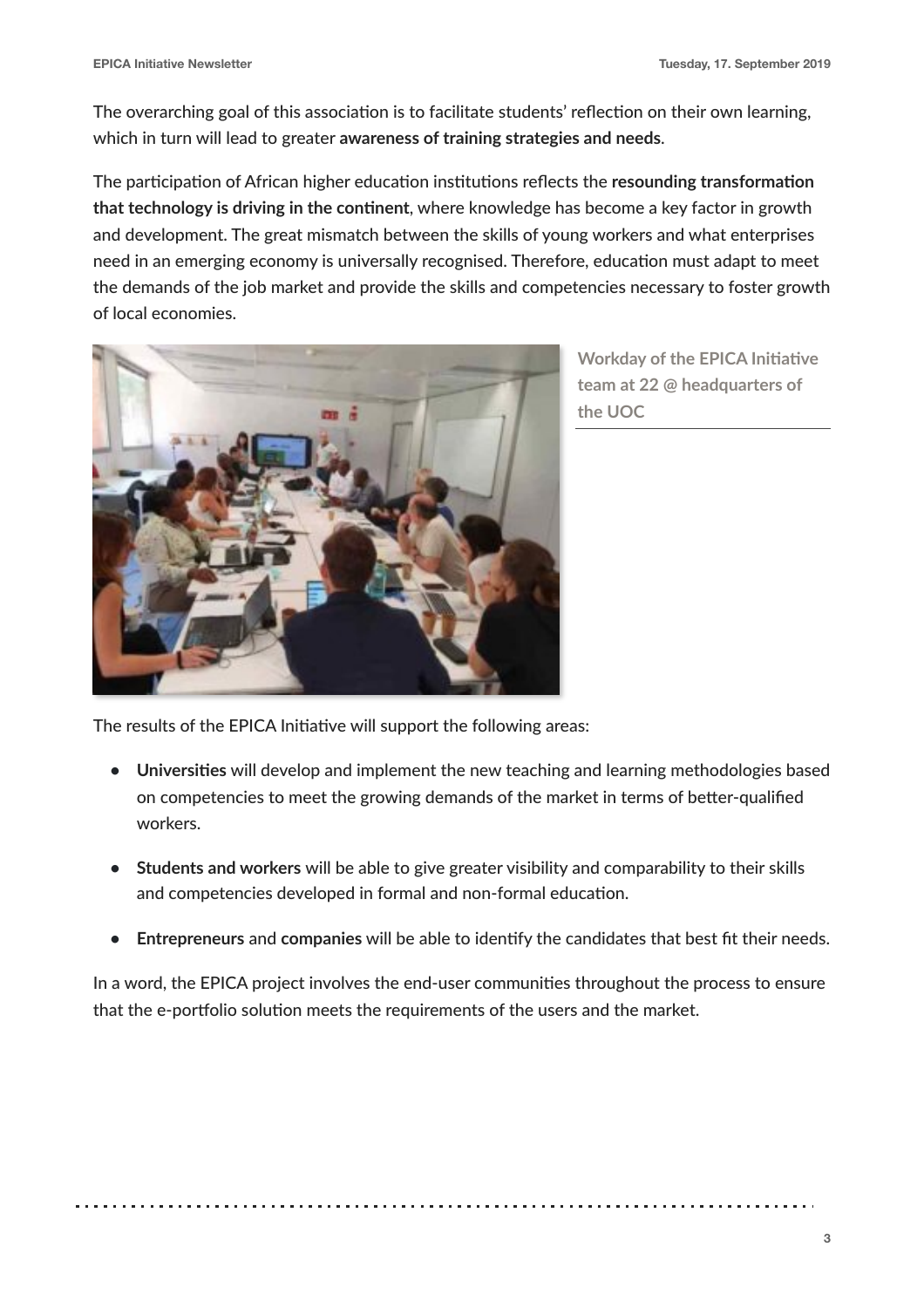The overarching goal of this association is to facilitate students' reflection on their own learning, which in turn will lead to greater **awareness of training strategies and needs**.

The participation of African higher education institutions reflects the **resounding transformation that technology is driving in the continent**, where knowledge has become a key factor in growth and development. The great mismatch between the skills of young workers and what enterprises need in an emerging economy is universally recognised. Therefore, education must adapt to meet the demands of the job market and provide the skills and competencies necessary to foster growth of local economies.

**Workday of the EPICA Initiative team at 22 @ headquarters of the UOC**

The results of the EPICA Initiative will support the following areas:

- **Universities** will develop and implement the new teaching and learning methodologies based on competencies to meet the growing demands of the market in terms of better-qualified workers.
- **Students and workers** will be able to give greater visibility and comparability to their skills and competencies developed in formal and non-formal education.
- **Entrepreneurs** and **companies** will be able to identify the candidates that best fit their needs.

In a word, the EPICA project involves the end-user communities throughout the process to ensure that the e-portfolio solution meets the requirements of the users and the market.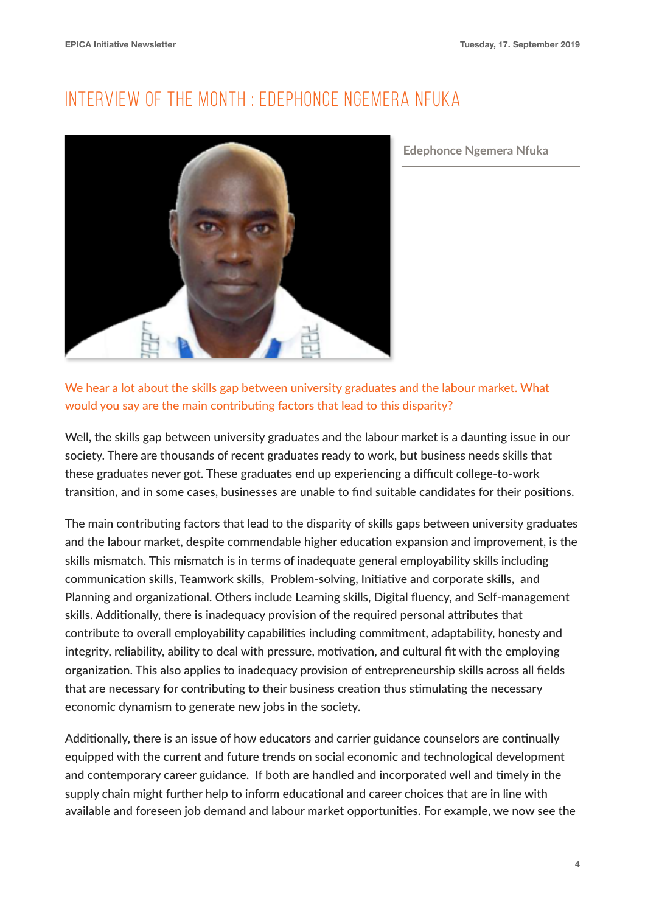# INTERVIEW OF THE MONTH : EDEPHONCE NGEMERA NFUKA

Edephonce Ngemera Nfuka

**We hear a lot about the skills gap between university graduates and the labour market. What would you say are the main contributing factors that lead to this disparity?**

Well, the skills gap between university graduates and the labour market is a daunting issue in our society. There are thousands of recent graduates ready to work, but business needs skills that these graduates never got. These graduates end up experiencing a difficult college-to-work transition, and in some cases, businesses are unable to find suitable candidates for their positions.

The main contributing factors that lead to the disparity of skills gaps between university graduates and the labour market, despite commendable higher education expansion and improvement, is the skills mismatch. This mismatch is in terms of inadequate general employability skills including communication skills, Teamwork skills, Problem-solving, Initiative and corporate skills, and Planning and organizational. Others include Learning skills, Digital fluency, and Self-management skills. Additionally, there is inadequacy provision of the required personal attributes that contribute to overall employability capabilities including commitment, adaptability, honesty and integrity, reliability, ability to deal with pressure, motivation, and cultural fit with the employing organization. This also applies to inadequacy provision of entrepreneurship skills across all fields that are necessary for contributing to their business creation thus stimulating the necessary economic dynamism to generate new jobs in the society.

Additionally, there is an issue of how educators and carrier guidance counselors are continually equipped with the current and future trends on social economic and technological development and contemporary career guidance. If both are handled and incorporated well and timely in the supply chain might further help to inform educational and career choices that are in line with available and foreseen job demand and labour market opportunities. For example, we now see the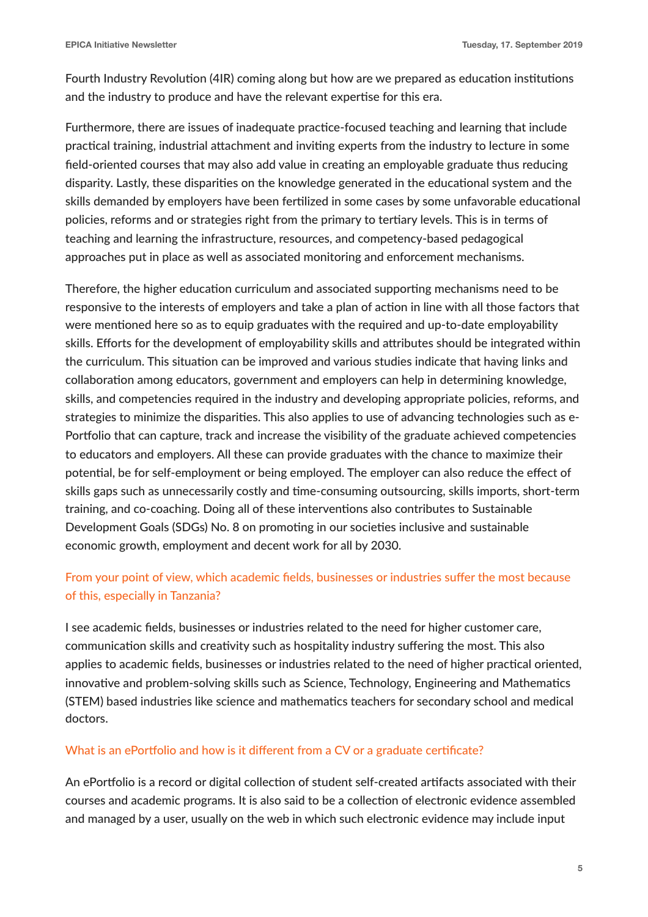Fourth Industry Revolution (4IR) coming along but how are we prepared as education institutions and the industry to produce and have the relevant expertise for this era.

Furthermore, there are issues of inadequate practice-focused teaching and learning that include practical training, industrial attachment and inviting experts from the industry to lecture in some field-oriented courses that may also add value in creating an employable graduate thus reducing disparity. Lastly, these disparities on the knowledge generated in the educational system and the skills demanded by employers have been fertilized in some cases by some unfavorable educational policies, reforms and or strategies right from the primary to tertiary levels. This is in terms of teaching and learning the infrastructure, resources, and competency-based pedagogical approaches put in place as well as associated monitoring and enforcement mechanisms.

Therefore, the higher education curriculum and associated supporting mechanisms need to be responsive to the interests of employers and take a plan of action in line with all those factors that were mentioned here so as to equip graduates with the required and up-to-date employability skills. Efforts for the development of employability skills and attributes should be integrated within the curriculum. This situation can be improved and various studies indicate that having links and collaboration among educators, government and employers can help in determining knowledge, skills, and competencies required in the industry and developing appropriate policies, reforms, and strategies to minimize the disparities. This also applies to use of advancing technologies such as e-Portfolio that can capture, track and increase the visibility of the graduate achieved competencies to educators and employers. All these can provide graduates with the chance to maximize their potential, be for self-employment or being employed. The employer can also reduce the effect of skills gaps such as unnecessarily costly and time-consuming outsourcing, skills imports, short-term training, and co-coaching. Doing all of these interventions also contributes to Sustainable Development Goals (SDGs) No. 8 on promoting in our societies inclusive and sustainable economic growth, employment and decent work for all by 2030.

### From your point of view, which academic fields, businesses or industries suffer the most because of this, especially in Tanzania?

I see academic fields, businesses or industries related to the need for higher customer care, communication skills and creativity such as hospitality industry suffering the most. This also applies to academic fields, businesses or industries related to the need of higher practical oriented, innovative and problem-solving skills such as Science, Technology, Engineering and Mathematics (STEM) based industries like science and mathematics teachers for secondary school and medical doctors.

### What is an ePortfolio and how is it different from a CV or a graduate certificate?

An ePortfolio is a record or digital collection of student self-created artifacts associated with their courses and academic programs. It is also said to be a collection of electronic evidence assembled and managed by a user, usually on the web in which such electronic evidence may include input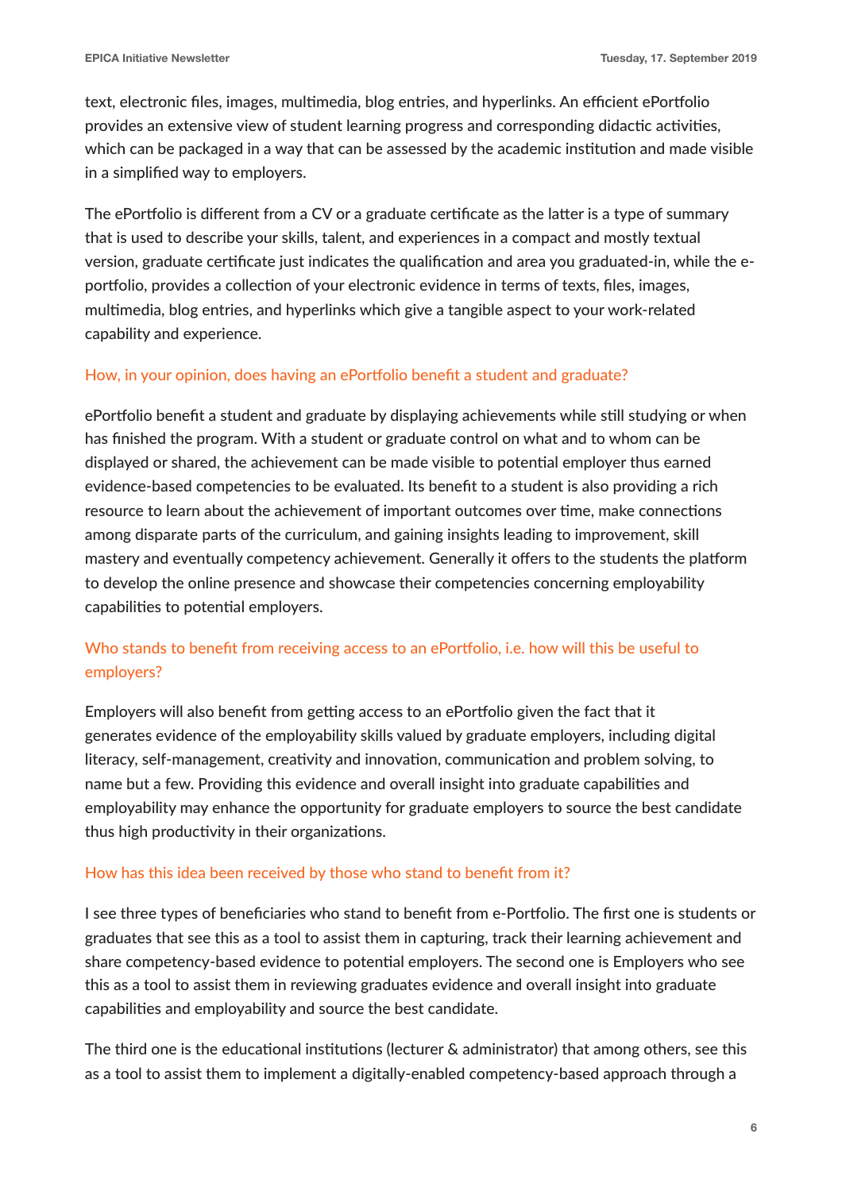text, electronic files, images, multimedia, blog entries, and hyperlinks. An efficient ePortfolio provides an extensive view of student learning progress and corresponding didactic activities, which can be packaged in a way that can be assessed by the academic institution and made visible in a simplified way to employers.

The ePortfolio is different from a CV or a graduate certificate as the latter is a type of summary that is used to describe your skills, talent, and experiences in a compact and mostly textual version, graduate certificate just indicates the qualification and area you graduated-in, while the e-portfolio, provides a collection of your electronic evidence in terms of texts, files, images, multimedia, blog entries, and hyperlinks which give a tangible aspect to your work-related capability and experience.

### How, in your opinion, does having an ePortfolio benefit a student and graduate?

ePortfolio benefit a student and graduate by displaying achievements while still studying or when has finished the program. With a student or graduate control on what and to whom can be displayed or shared, the achievement can be made visible to potential employer thus earned evidence-based competencies to be evaluated. Its benefit to a student is also providing a rich resource to learn about the achievement of important outcomes over time, make connections among disparate parts of the curriculum, and gaining insights leading to improvement, skill mastery and eventually competency achievement. Generally it offers to the students the platform to develop the online presence and showcase their competencies concerning employability capabilities to potential employers.

### Who stands to benefit from receiving access to an ePortfolio, i.e. how will this be useful to employers?

Employers will also benefit from getting access to an ePortfolio given the fact that it generates evidence of the employability skills valued by graduate employers, including digital literacy, self-management, creativity and innovation, communication and problem solving, to name but a few. Providing this evidence and overall insight into graduate capabilities and employability may enhance the opportunity for graduate employers to source the best candidate thus high productivity in their organizations.

### How has this idea been received by those who stand to benefit from it?

I see three types of beneficiaries who stand to benefit from e-Portfolio. The first one is students or graduates that see this as a tool to assist them in capturing, track their learning achievement and share competency-based evidence to potential employers. The second one is Employers who see this as a tool to assist them in reviewing graduates evidence and overall insight into graduate capabilities and employability and source the best candidate.

The third one is the educational institutions (lecturer & administrator) that among others, see this as a tool to assist them to implement a digitally-enabled competency-based approach through a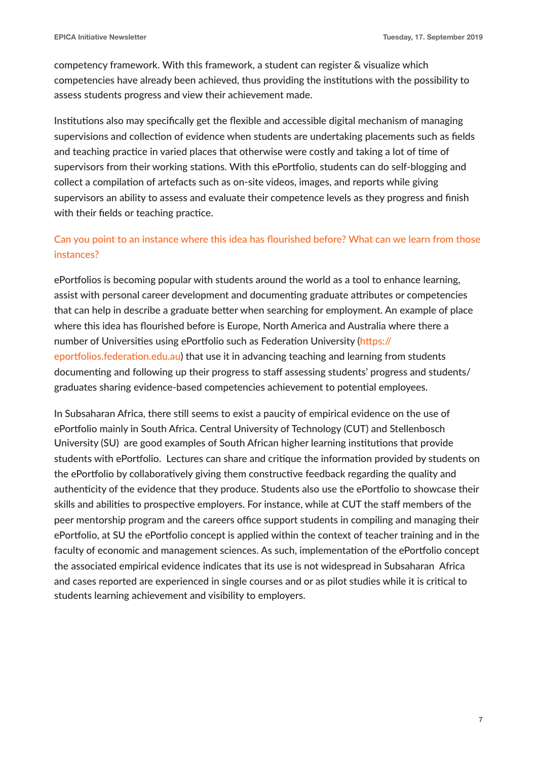competency framework. With this framework, a student can register & visualize which competencies have already been achieved, thus providing the institutions with the possibility to assess students progress and view their achievement made.

Institutions also may specifically get the flexible and accessible digital mechanism of managing supervisions and collection of evidence when students are undertaking placements such as fields and teaching practice in varied places that otherwise were costly and taking a lot of time of supervisors from their working stations. With this ePortfolio, students can do self-blogging and collect a compilation of artefacts such as on-site videos, images, and reports while giving supervisors an ability to assess and evaluate their competence levels as they progress and finish with their fields or teaching practice.

## Can you point to an instance where this idea has flourished before? What can we learn from those instances?

ePortfolios is becoming popular with students around the world as a tool to enhance learning, assist with personal career development and documenting graduate attributes or competencies that can help in describe a graduate better when searching for employment. An example of place where this idea has flourished before is Europe, North America and Australia where there a number of Universities using ePortfolio such as Federation University (https://eportfolios.federation.edu.au) that use it in advancing teaching and learning from students documenting and following up their progress to staff assessing students' progress and students/graduates sharing evidence-based competencies achievement to potential employees.

In Subsaharan Africa, there still seems to exist a paucity of empirical evidence on the use of ePortfolio mainly in South Africa. Central University of Technology (CUT) and Stellenbosch University (SU) are good examples of South African higher learning institutions that provide students with ePortfolio. Lectures can share and critique the information provided by students on the ePortfolio by collaboratively giving them constructive feedback regarding the quality and authenticity of the evidence that they produce. Students also use the ePortfolio to showcase their skills and abilities to prospective employers. For instance, while at CUT the staff members of the peer mentorship program and the careers office support students in compiling and managing their ePortfolio, at SU the ePortfolio concept is applied within the context of teacher training and in the faculty of economic and management sciences. As such, implementation of the ePortfolio concept the associated empirical evidence indicates that its use is not widespread in Subsaharan Africa and cases reported are experienced in single courses and or as pilot studies while it is critical to students learning achievement and visibility to employers.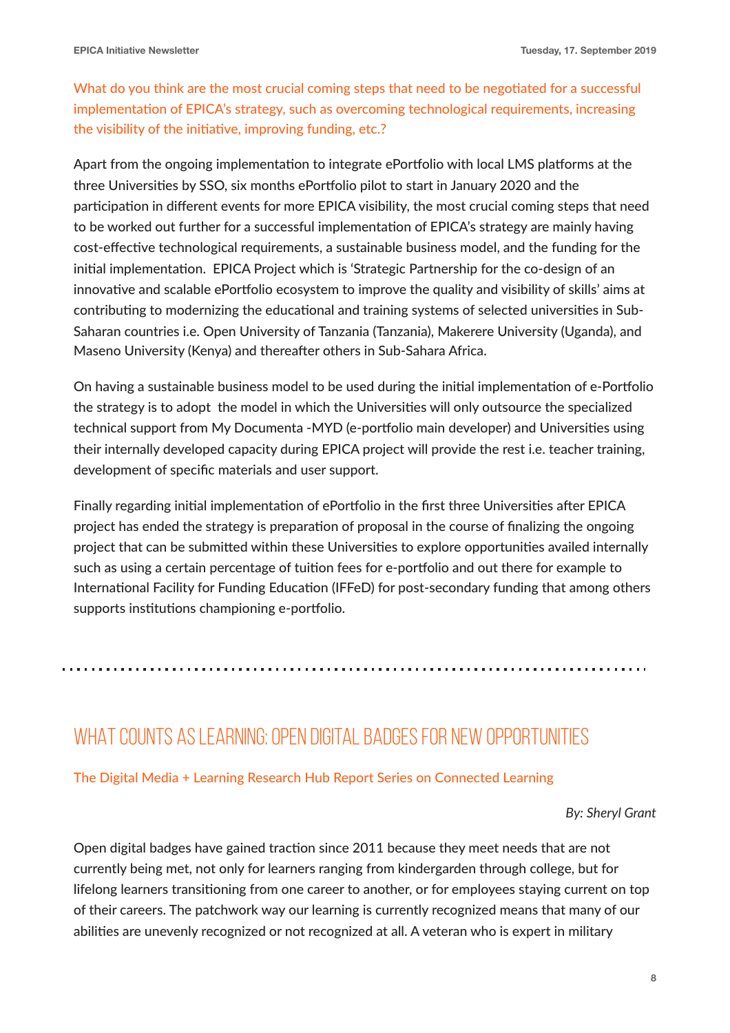**What do you think are the most crucial coming steps that need to be negotiated for a successful implementation of EPICA's strategy, such as overcoming technological requirements, increasing the visibility of the initiative, improving funding, etc.?**

Apart from the ongoing implementation to integrate ePortfolio with local LMS platforms at the three Universities by SSO, six months ePortfolio pilot to start in January 2020 and the participation in different events for more EPICA visibility, the most crucial coming steps that need to be worked out further for a successful implementation of EPICA's strategy are mainly having cost-effective technological requirements, a sustainable business model, and the funding for the initial implementation. EPICA Project which is 'Strategic Partnership for the co-design of an innovative and scalable ePortfolio ecosystem to improve the quality and visibility of skills' aims at contributing to modernizing the educational and training systems of selected universities in Sub-Saharan countries i.e. Open University of Tanzania (Tanzania), Makerere University (Uganda), and Maseno University (Kenya) and thereafter others in Sub-Sahara Africa.

On having a sustainable business model to be used during the initial implementation of e-Portfolio the strategy is to adopt the model in which the Universities will only outsource the specialized technical support from My Documenta -MYD (e-portfolio main developer) and Universities using their internally developed capacity during EPICA project will provide the rest i.e. teacher training, development of specific materials and user support.

Finally regarding initial implementation of ePortfolio in the first three Universities after EPICA project has ended the strategy is preparation of proposal in the course of finalizing the ongoing project that can be submitted within these Universities to explore opportunities availed internally such as using a certain percentage of tuition fees for e-portfolio and out there for example to International Facility for Funding Education (IFFeD) for post-secondary funding that among others supports institutions championing e-portfolio.

---

## WHAT COUNTS AS LEARNING: OPEN DIGITAL BADGES FOR NEW OPPORTUNITIES

### The Digital Media + Learning Research Hub Report Series on Connected Learning

*By: Sheryl Grant*

Open digital badges have gained traction since 2011 because they meet needs that are not currently being met, not only for learners ranging from kindergarden through college, but for lifelong learners transitioning from one career to another, or for employees staying current on top of their careers. The patchwork way our learning is currently recognized means that many of our abilities are unevenly recognized or not recognized at all. A veteran who is expert in military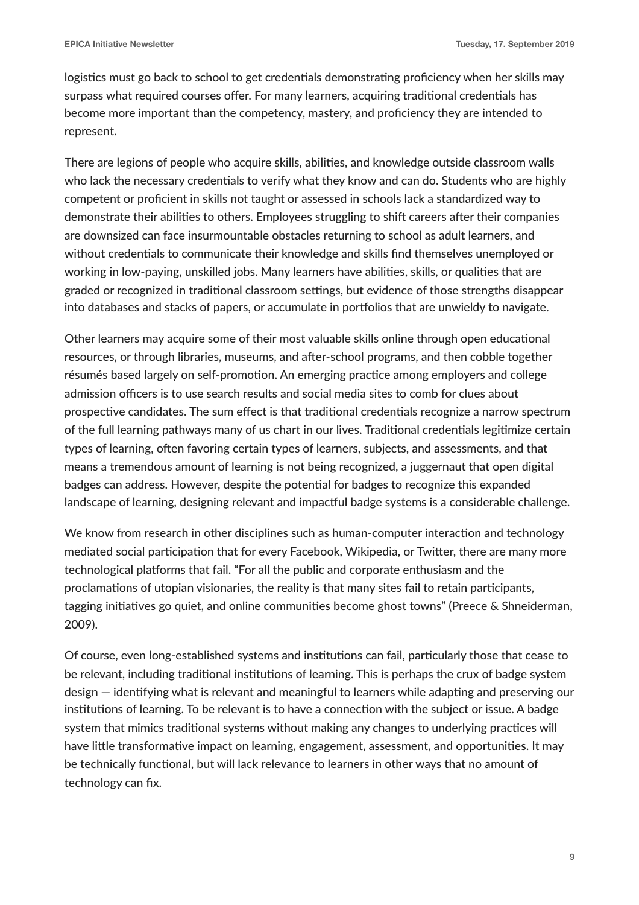logistics must go back to school to get credentials demonstrating proficiency when her skills may surpass what required courses offer. For many learners, acquiring traditional credentials has become more important than the competency, mastery, and proficiency they are intended to represent.

There are legions of people who acquire skills, abilities, and knowledge outside classroom walls who lack the necessary credentials to verify what they know and can do. Students who are highly competent or proficient in skills not taught or assessed in schools lack a standardized way to demonstrate their abilities to others. Employees struggling to shift careers after their companies are downsized can face insurmountable obstacles returning to school as adult learners, and without credentials to communicate their knowledge and skills find themselves unemployed or working in low-paying, unskilled jobs. Many learners have abilities, skills, or qualities that are graded or recognized in traditional classroom settings, but evidence of those strengths disappear into databases and stacks of papers, or accumulate in portfolios that are unwieldy to navigate.

Other learners may acquire some of their most valuable skills online through open educational resources, or through libraries, museums, and after-school programs, and then cobble together résumés based largely on self-promotion. An emerging practice among employers and college admission officers is to use search results and social media sites to comb for clues about prospective candidates. The sum effect is that traditional credentials recognize a narrow spectrum of the full learning pathways many of us chart in our lives. Traditional credentials legitimize certain types of learning, often favoring certain types of learners, subjects, and assessments, and that means a tremendous amount of learning is not being recognized, a juggernaut that open digital badges can address. However, despite the potential for badges to recognize this expanded landscape of learning, designing relevant and impactful badge systems is a considerable challenge.

We know from research in other disciplines such as human-computer interaction and technology mediated social participation that for every Facebook, Wikipedia, or Twitter, there are many more technological platforms that fail. "For all the public and corporate enthusiasm and the proclamations of utopian visionaries, the reality is that many sites fail to retain participants, tagging initiatives go quiet, and online communities become ghost towns" (Preece & Shneiderman, 2009).

Of course, even long-established systems and institutions can fail, particularly those that cease to be relevant, including traditional institutions of learning. This is perhaps the crux of badge system design — identifying what is relevant and meaningful to learners while adapting and preserving our institutions of learning. To be relevant is to have a connection with the subject or issue. A badge system that mimics traditional systems without making any changes to underlying practices will have little transformative impact on learning, engagement, assessment, and opportunities. It may be technically functional, but will lack relevance to learners in other ways that no amount of technology can fix.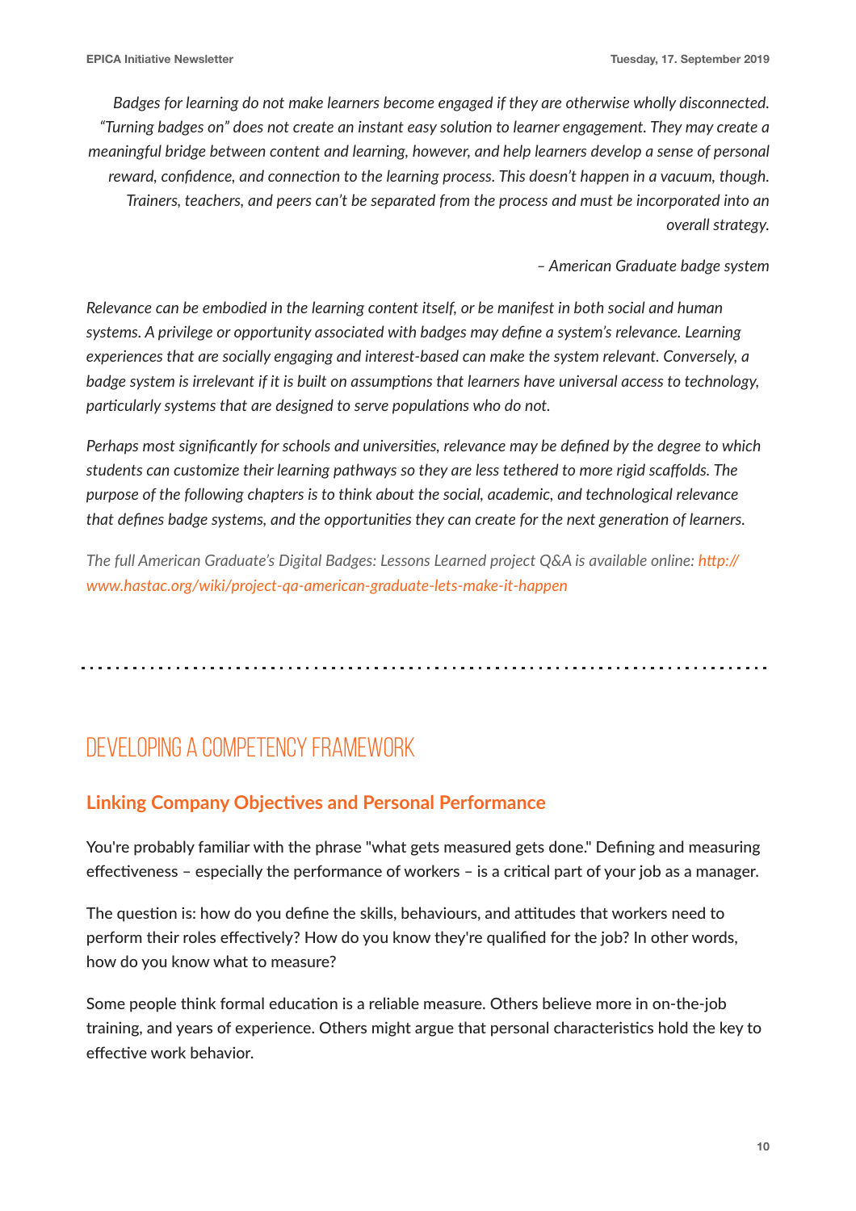*Badges for learning do not make learners become engaged if they are otherwise wholly disconnected. "Turning badges on" does not create an instant easy solution to learner engagement. They may create a meaningful bridge between content and learning, however, and help learners develop a sense of personal reward, confidence, and connection to the learning process. This doesn't happen in a vacuum, though. Trainers, teachers, and peers can't be separated from the process and must be incorporated into an overall strategy.*

*– American Graduate badge system*

*Relevance can be embodied in the learning content itself, or be manifest in both social and human systems. A privilege or opportunity associated with badges may define a system's relevance. Learning experiences that are socially engaging and interest-based can make the system relevant. Conversely, a badge system is irrelevant if it is built on assumptions that learners have universal access to technology, particularly systems that are designed to serve populations who do not.*

*Perhaps most significantly for schools and universities, relevance may be defined by the degree to which students can customize their learning pathways so they are less tethered to more rigid scaffolds. The purpose of the following chapters is to think about the social, academic, and technological relevance that defines badge systems, and the opportunities they can create for the next generation of learners.*

*The full American Graduate's Digital Badges: Lessons Learned project Q&A is available online: http://www.hastac.org/wiki/project-qa-american-graduate-lets-make-it-happen*

---

# DEVELOPING A COMPETENCY FRAMEWORK

## Linking Company Objectives and Personal Performance

You're probably familiar with the phrase "what gets measured gets done." Defining and measuring effectiveness – especially the performance of workers – is a critical part of your job as a manager.

The question is: how do you define the skills, behaviours, and attitudes that workers need to perform their roles effectively? How do you know they're qualified for the job? In other words, how do you know what to measure?

Some people think formal education is a reliable measure. Others believe more in on-the-job training, and years of experience. Others might argue that personal characteristics hold the key to effective work behavior.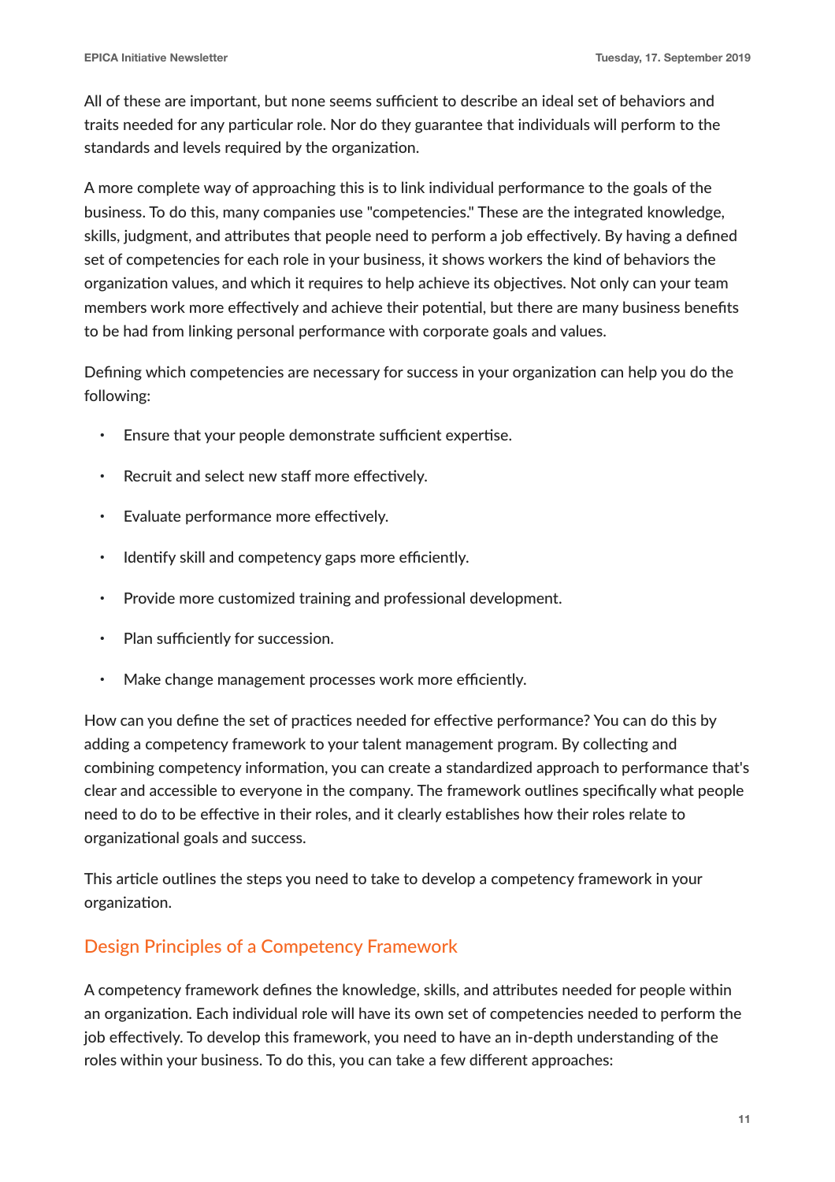All of these are important, but none seems sufficient to describe an ideal set of behaviors and traits needed for any particular role. Nor do they guarantee that individuals will perform to the standards and levels required by the organization.

A more complete way of approaching this is to link individual performance to the goals of the business. To do this, many companies use "competencies." These are the integrated knowledge, skills, judgment, and attributes that people need to perform a job effectively. By having a defined set of competencies for each role in your business, it shows workers the kind of behaviors the organization values, and which it requires to help achieve its objectives. Not only can your team members work more effectively and achieve their potential, but there are many business benefits to be had from linking personal performance with corporate goals and values.

Defining which competencies are necessary for success in your organization can help you do the following:

- Ensure that your people demonstrate sufficient expertise.
- Recruit and select new staff more effectively.
- Evaluate performance more effectively.
- Identify skill and competency gaps more efficiently.
- Provide more customized training and professional development.
- Plan sufficiently for succession.
- Make change management processes work more efficiently.

How can you define the set of practices needed for effective performance? You can do this by adding a competency framework to your talent management program. By collecting and combining competency information, you can create a standardized approach to performance that's clear and accessible to everyone in the company. The framework outlines specifically what people need to do to be effective in their roles, and it clearly establishes how their roles relate to organizational goals and success.

This article outlines the steps you need to take to develop a competency framework in your organization.

## Design Principles of a Competency Framework

A competency framework defines the knowledge, skills, and attributes needed for people within an organization. Each individual role will have its own set of competencies needed to perform the job effectively. To develop this framework, you need to have an in-depth understanding of the roles within your business. To do this, you can take a few different approaches: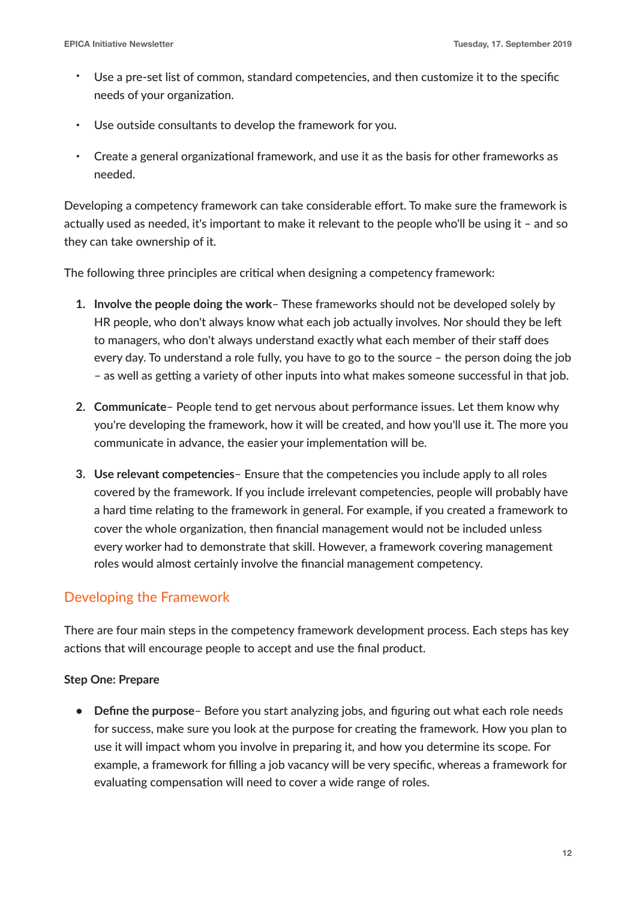- Use a pre-set list of common, standard competencies, and then customize it to the specific needs of your organization.
- Use outside consultants to develop the framework for you.
- Create a general organizational framework, and use it as the basis for other frameworks as needed.

Developing a competency framework can take considerable effort. To make sure the framework is actually used as needed, it's important to make it relevant to the people who'll be using it – and so they can take ownership of it.

The following three principles are critical when designing a competency framework:

1. **Involve the people doing the work**– These frameworks should not be developed solely by HR people, who don't always know what each job actually involves. Nor should they be left to managers, who don't always understand exactly what each member of their staff does every day. To understand a role fully, you have to go to the source – the person doing the job – as well as getting a variety of other inputs into what makes someone successful in that job.
2. **Communicate**– People tend to get nervous about performance issues. Let them know why you're developing the framework, how it will be created, and how you'll use it. The more you communicate in advance, the easier your implementation will be.
3. **Use relevant competencies**– Ensure that the competencies you include apply to all roles covered by the framework. If you include irrelevant competencies, people will probably have a hard time relating to the framework in general. For example, if you created a framework to cover the whole organization, then financial management would not be included unless every worker had to demonstrate that skill. However, a framework covering management roles would almost certainly involve the financial management competency.

## Developing the Framework

There are four main steps in the competency framework development process. Each steps has key actions that will encourage people to accept and use the final product.

**Step One: Prepare**

- **Define the purpose**– Before you start analyzing jobs, and figuring out what each role needs for success, make sure you look at the purpose for creating the framework. How you plan to use it will impact whom you involve in preparing it, and how you determine its scope. For example, a framework for filling a job vacancy will be very specific, whereas a framework for evaluating compensation will need to cover a wide range of roles.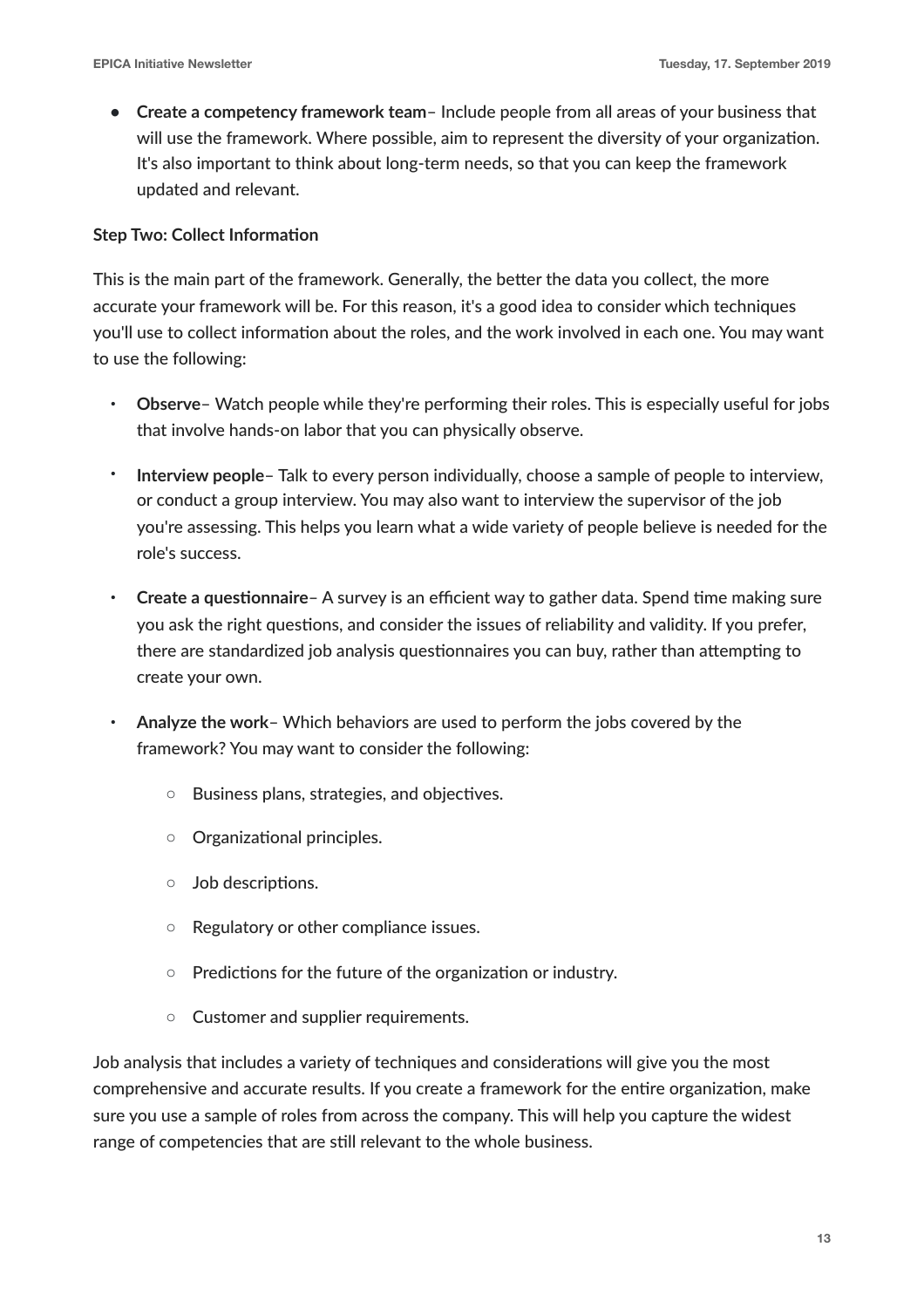- **Create a competency framework team**– Include people from all areas of your business that will use the framework. Where possible, aim to represent the diversity of your organization. It's also important to think about long-term needs, so that you can keep the framework updated and relevant.

**Step Two: Collect Information**

This is the main part of the framework. Generally, the better the data you collect, the more accurate your framework will be. For this reason, it's a good idea to consider which techniques you'll use to collect information about the roles, and the work involved in each one. You may want to use the following:

- **Observe**– Watch people while they're performing their roles. This is especially useful for jobs that involve hands-on labor that you can physically observe.
- **Interview people**– Talk to every person individually, choose a sample of people to interview, or conduct a group interview. You may also want to interview the supervisor of the job you're assessing. This helps you learn what a wide variety of people believe is needed for the role's success.
- **Create a questionnaire**– A survey is an efficient way to gather data. Spend time making sure you ask the right questions, and consider the issues of reliability and validity. If you prefer, there are standardized job analysis questionnaires you can buy, rather than attempting to create your own.
- **Analyze the work**– Which behaviors are used to perform the jobs covered by the framework? You may want to consider the following:
    - Business plans, strategies, and objectives.
    - Organizational principles.
    - Job descriptions.
    - Regulatory or other compliance issues.
    - Predictions for the future of the organization or industry.
    - Customer and supplier requirements.

Job analysis that includes a variety of techniques and considerations will give you the most comprehensive and accurate results. If you create a framework for the entire organization, make sure you use a sample of roles from across the company. This will help you capture the widest range of competencies that are still relevant to the whole business.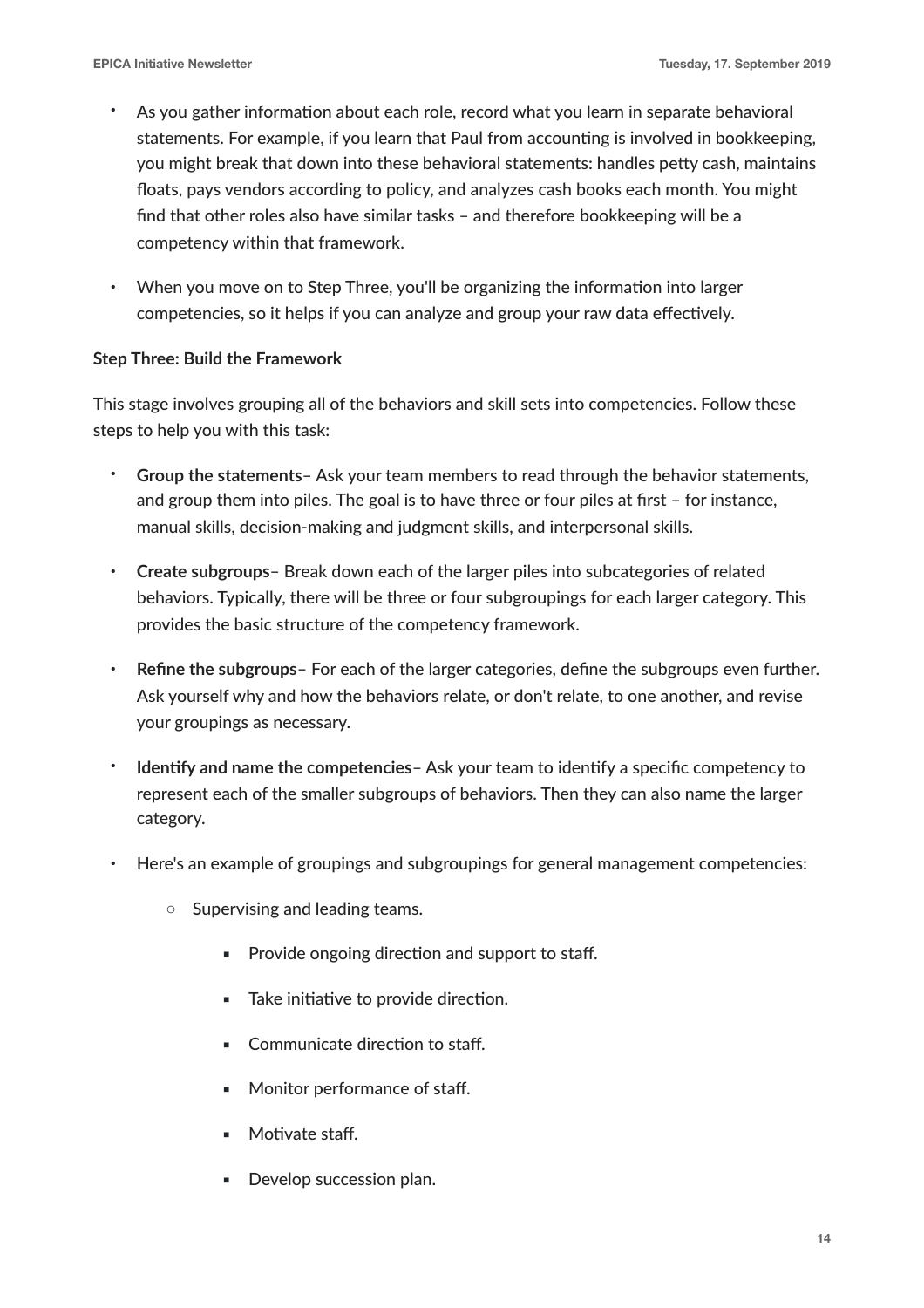- As you gather information about each role, record what you learn in separate behavioral statements. For example, if you learn that Paul from accounting is involved in bookkeeping, you might break that down into these behavioral statements: handles petty cash, maintains floats, pays vendors according to policy, and analyzes cash books each month. You might find that other roles also have similar tasks – and therefore bookkeeping will be a competency within that framework.

- When you move on to Step Three, you'll be organizing the information into larger competencies, so it helps if you can analyze and group your raw data effectively.

**Step Three: Build the Framework**

This stage involves grouping all of the behaviors and skill sets into competencies. Follow these steps to help you with this task:

- **Group the statements**– Ask your team members to read through the behavior statements, and group them into piles. The goal is to have three or four piles at first – for instance, manual skills, decision-making and judgment skills, and interpersonal skills.

- **Create subgroups**– Break down each of the larger piles into subcategories of related behaviors. Typically, there will be three or four subgroupings for each larger category. This provides the basic structure of the competency framework.

- **Refine the subgroups**– For each of the larger categories, define the subgroups even further. Ask yourself why and how the behaviors relate, or don't relate, to one another, and revise your groupings as necessary.

- **Identify and name the competencies**– Ask your team to identify a specific competency to represent each of the smaller subgroups of behaviors. Then they can also name the larger category.

- Here's an example of groupings and subgroupings for general management competencies:

    - Supervising and leading teams.

        - Provide ongoing direction and support to staff.

        - Take initiative to provide direction.

        - Communicate direction to staff.

        - Monitor performance of staff.

        - Motivate staff.

        - Develop succession plan.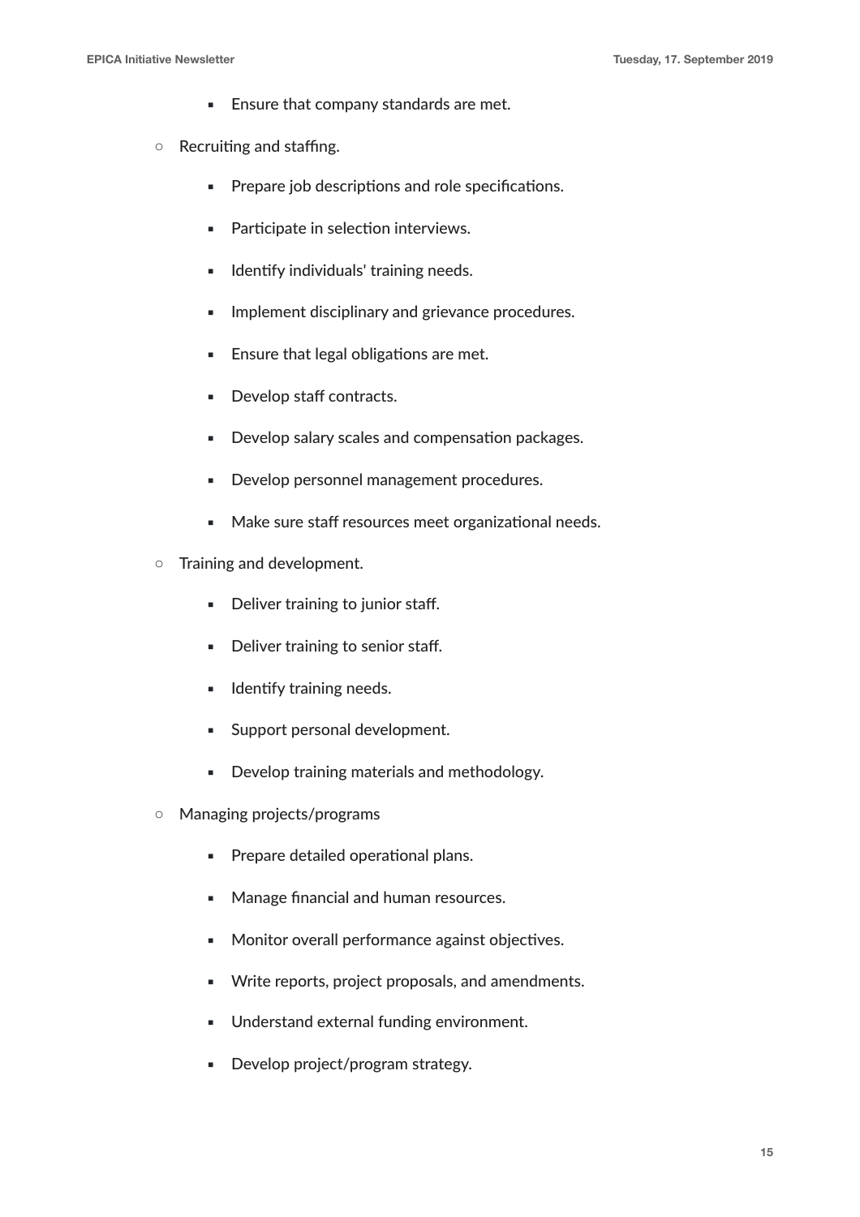- Ensure that company standards are met.
    - Recruiting and staffing.
        - Prepare job descriptions and role specifications.
        - Participate in selection interviews.
        - Identify individuals' training needs.
        - Implement disciplinary and grievance procedures.
        - Ensure that legal obligations are met.
        - Develop staff contracts.
        - Develop salary scales and compensation packages.
        - Develop personnel management procedures.
        - Make sure staff resources meet organizational needs.
    - Training and development.
        - Deliver training to junior staff.
        - Deliver training to senior staff.
        - Identify training needs.
        - Support personal development.
        - Develop training materials and methodology.
    - Managing projects/programs
        - Prepare detailed operational plans.
        - Manage financial and human resources.
        - Monitor overall performance against objectives.
        - Write reports, project proposals, and amendments.
        - Understand external funding environment.
        - Develop project/program strategy.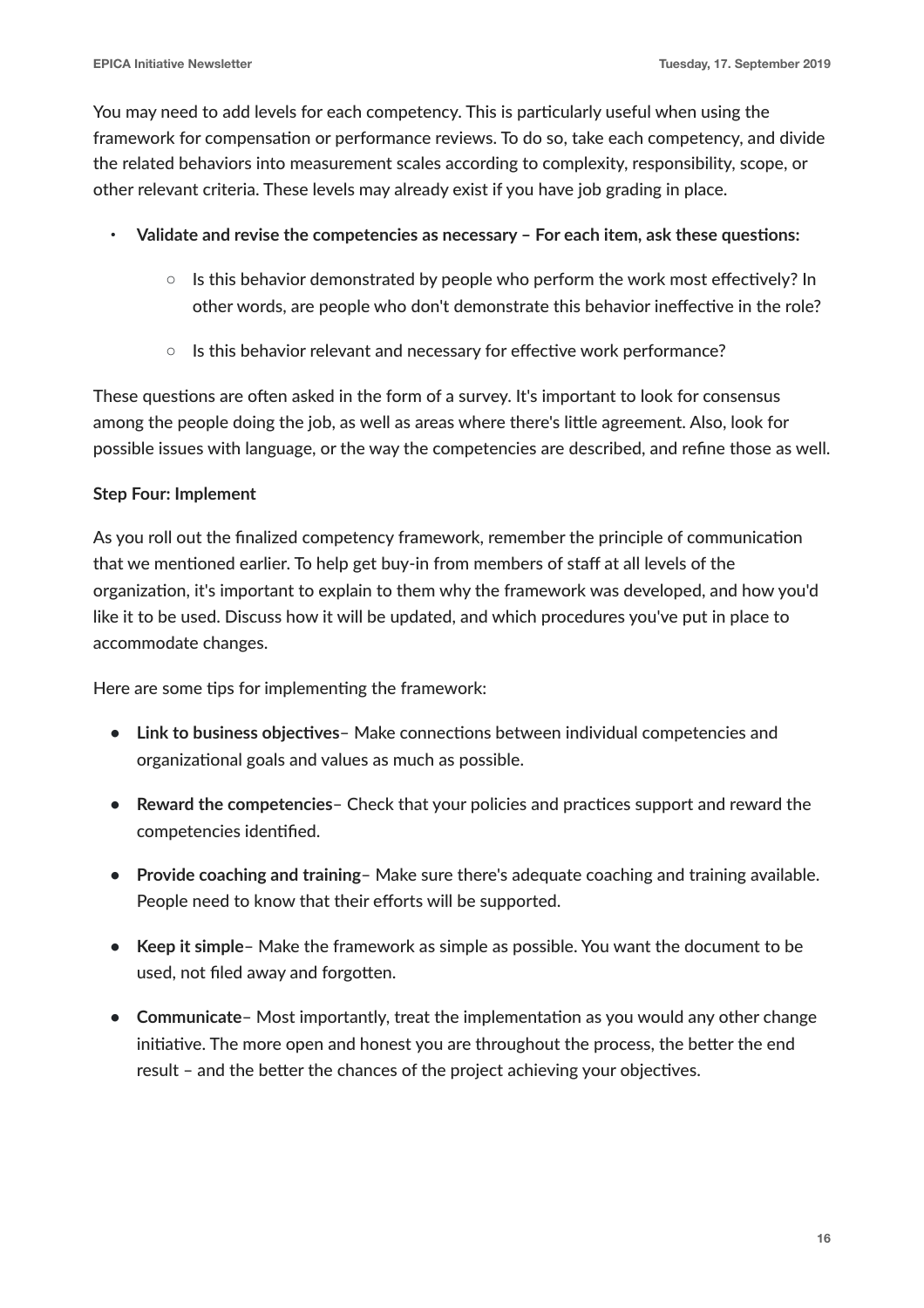You may need to add levels for each competency. This is particularly useful when using the framework for compensation or performance reviews. To do so, take each competency, and divide the related behaviors into measurement scales according to complexity, responsibility, scope, or other relevant criteria. These levels may already exist if you have job grading in place.

- **Validate and revise the competencies as necessary – For each item, ask these questions:**
    - Is this behavior demonstrated by people who perform the work most effectively? In other words, are people who don't demonstrate this behavior ineffective in the role?
    - Is this behavior relevant and necessary for effective work performance?

These questions are often asked in the form of a survey. It's important to look for consensus among the people doing the job, as well as areas where there's little agreement. Also, look for possible issues with language, or the way the competencies are described, and refine those as well.

**Step Four: Implement**

As you roll out the finalized competency framework, remember the principle of communication that we mentioned earlier. To help get buy-in from members of staff at all levels of the organization, it's important to explain to them why the framework was developed, and how you'd like it to be used. Discuss how it will be updated, and which procedures you've put in place to accommodate changes.

Here are some tips for implementing the framework:

- **Link to business objectives**– Make connections between individual competencies and organizational goals and values as much as possible.
- **Reward the competencies**– Check that your policies and practices support and reward the competencies identified.
- **Provide coaching and training**– Make sure there's adequate coaching and training available. People need to know that their efforts will be supported.
- **Keep it simple**– Make the framework as simple as possible. You want the document to be used, not filed away and forgotten.
- **Communicate**– Most importantly, treat the implementation as you would any other change initiative. The more open and honest you are throughout the process, the better the end result – and the better the chances of the project achieving your objectives.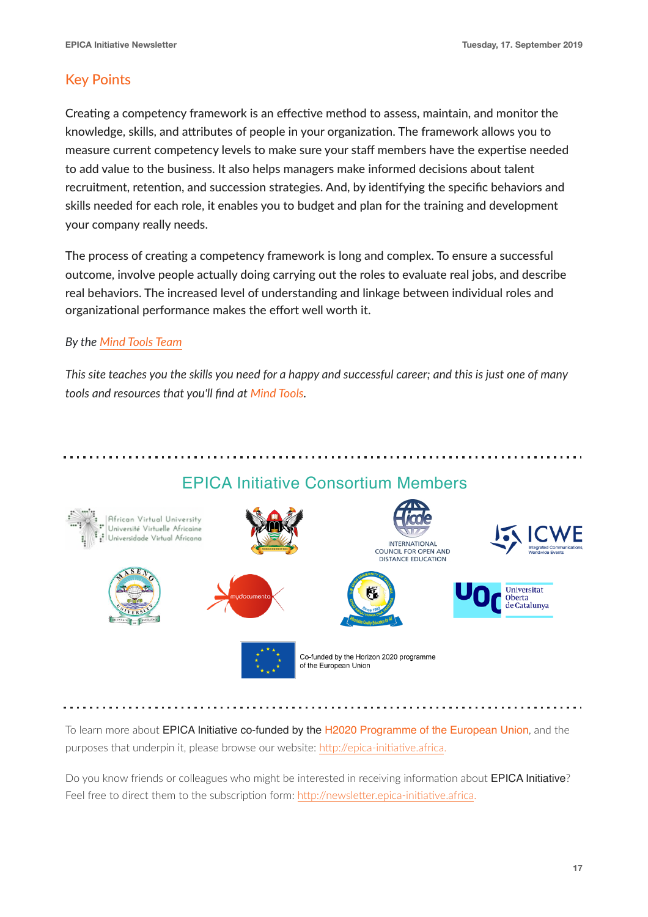## Key Points

Creating a competency framework is an effective method to assess, maintain, and monitor the knowledge, skills, and attributes of people in your organization. The framework allows you to measure current competency levels to make sure your staff members have the expertise needed to add value to the business. It also helps managers make informed decisions about talent recruitment, retention, and succession strategies. And, by identifying the specific behaviors and skills needed for each role, it enables you to budget and plan for the training and development your company really needs.

The process of creating a competency framework is long and complex. To ensure a successful outcome, involve people actually doing carrying out the roles to evaluate real jobs, and describe real behaviors. The increased level of understanding and linkage between individual roles and organizational performance makes the effort well worth it.

*By the Mind Tools Team*

*This site teaches you the skills you need for a happy and successful career; and this is just one of many tools and resources that you'll find at Mind Tools.*

## EPICA Initiative Consortium Members

African Virtual University
Université Virtuelle Africaine
Universidade Virtual Africana

INTERNATIONAL COUNCIL FOR OPEN AND DISTANCE EDUCATION

ICWE Integrated Communications, Worldwide Events

mydocumenta

Universitat Oberta de Catalunya

Co-funded by the Horizon 2020 programme of the European Union

To learn more about EPICA Initiative co-funded by the H2020 Programme of the European Union, and the purposes that underpin it, please browse our website: http://epica-initiative.africa.

Do you know friends or colleagues who might be interested in receiving information about EPICA Initiative? Feel free to direct them to the subscription form: http://newsletter.epica-initiative.africa.